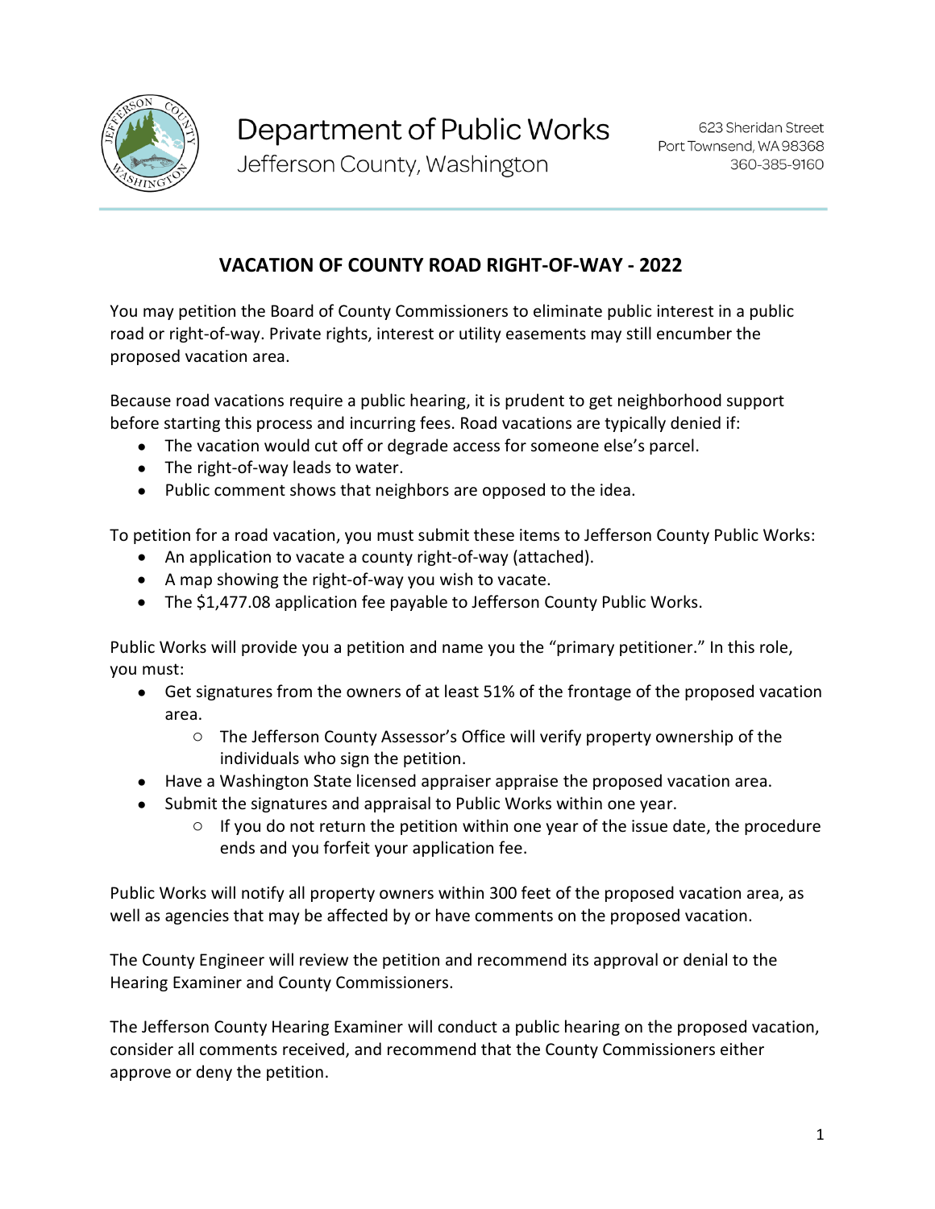Department of Public Works
Jefferson County, Washington

623 Sheridan Street
Port Townsend, WA 98368
360-385-9160

# VACATION OF COUNTY ROAD RIGHT-OF-WAY - 2022

You may petition the Board of County Commissioners to eliminate public interest in a public road or right-of-way. Private rights, interest or utility easements may still encumber the proposed vacation area.

Because road vacations require a public hearing, it is prudent to get neighborhood support before starting this process and incurring fees. Road vacations are typically denied if:

- The vacation would cut off or degrade access for someone else's parcel.
- The right-of-way leads to water.
- Public comment shows that neighbors are opposed to the idea.

To petition for a road vacation, you must submit these items to Jefferson County Public Works:

- An application to vacate a county right-of-way (attached).
- A map showing the right-of-way you wish to vacate.
- The $1,477.08 application fee payable to Jefferson County Public Works.

Public Works will provide you a petition and name you the "primary petitioner." In this role, you must:

- Get signatures from the owners of at least 51% of the frontage of the proposed vacation area.
  - The Jefferson County Assessor's Office will verify property ownership of the individuals who sign the petition.
- Have a Washington State licensed appraiser appraise the proposed vacation area.
- Submit the signatures and appraisal to Public Works within one year.
  - If you do not return the petition within one year of the issue date, the procedure ends and you forfeit your application fee.

Public Works will notify all property owners within 300 feet of the proposed vacation area, as well as agencies that may be affected by or have comments on the proposed vacation.

The County Engineer will review the petition and recommend its approval or denial to the Hearing Examiner and County Commissioners.

The Jefferson County Hearing Examiner will conduct a public hearing on the proposed vacation, consider all comments received, and recommend that the County Commissioners either approve or deny the petition.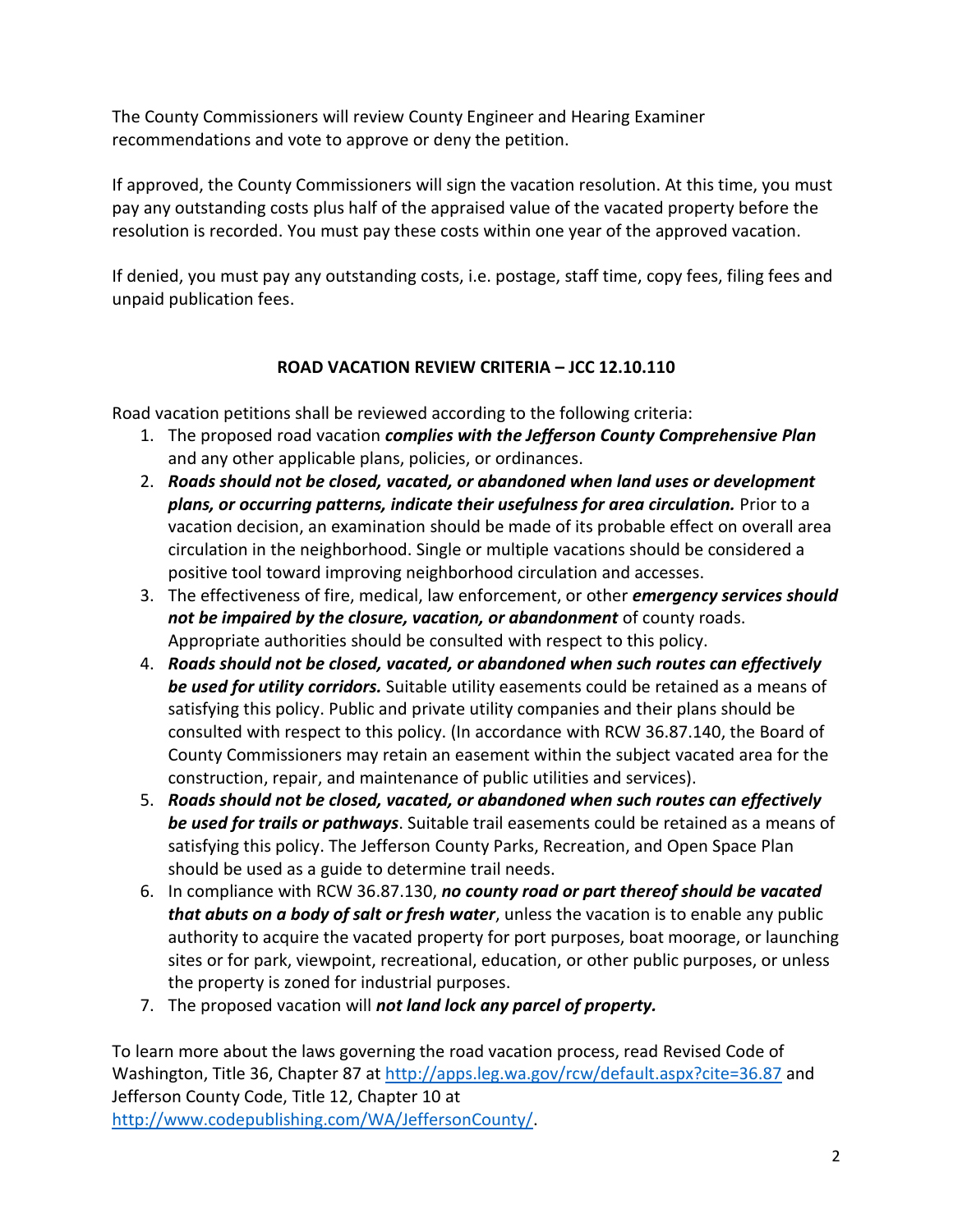The County Commissioners will review County Engineer and Hearing Examiner recommendations and vote to approve or deny the petition.

If approved, the County Commissioners will sign the vacation resolution. At this time, you must pay any outstanding costs plus half of the appraised value of the vacated property before the resolution is recorded. You must pay these costs within one year of the approved vacation.

If denied, you must pay any outstanding costs, i.e. postage, staff time, copy fees, filing fees and unpaid publication fees.

## ROAD VACATION REVIEW CRITERIA – JCC 12.10.110

Road vacation petitions shall be reviewed according to the following criteria:

1. The proposed road vacation ***complies with the Jefferson County Comprehensive Plan*** and any other applicable plans, policies, or ordinances.
2. ***Roads should not be closed, vacated, or abandoned when land uses or development plans, or occurring patterns, indicate their usefulness for area circulation.*** Prior to a vacation decision, an examination should be made of its probable effect on overall area circulation in the neighborhood. Single or multiple vacations should be considered a positive tool toward improving neighborhood circulation and accesses.
3. The effectiveness of fire, medical, law enforcement, or other ***emergency services should not be impaired by the closure, vacation, or abandonment*** of county roads. Appropriate authorities should be consulted with respect to this policy.
4. ***Roads should not be closed, vacated, or abandoned when such routes can effectively be used for utility corridors.*** Suitable utility easements could be retained as a means of satisfying this policy. Public and private utility companies and their plans should be consulted with respect to this policy. (In accordance with RCW 36.87.140, the Board of County Commissioners may retain an easement within the subject vacated area for the construction, repair, and maintenance of public utilities and services).
5. ***Roads should not be closed, vacated, or abandoned when such routes can effectively be used for trails or pathways***. Suitable trail easements could be retained as a means of satisfying this policy. The Jefferson County Parks, Recreation, and Open Space Plan should be used as a guide to determine trail needs.
6. In compliance with RCW 36.87.130, ***no county road or part thereof should be vacated that abuts on a body of salt or fresh water***, unless the vacation is to enable any public authority to acquire the vacated property for port purposes, boat moorage, or launching sites or for park, viewpoint, recreational, education, or other public purposes, or unless the property is zoned for industrial purposes.
7. The proposed vacation will ***not land lock any parcel of property.***

To learn more about the laws governing the road vacation process, read Revised Code of Washington, Title 36, Chapter 87 at http://apps.leg.wa.gov/rcw/default.aspx?cite=36.87 and Jefferson County Code, Title 12, Chapter 10 at http://www.codepublishing.com/WA/JeffersonCounty/.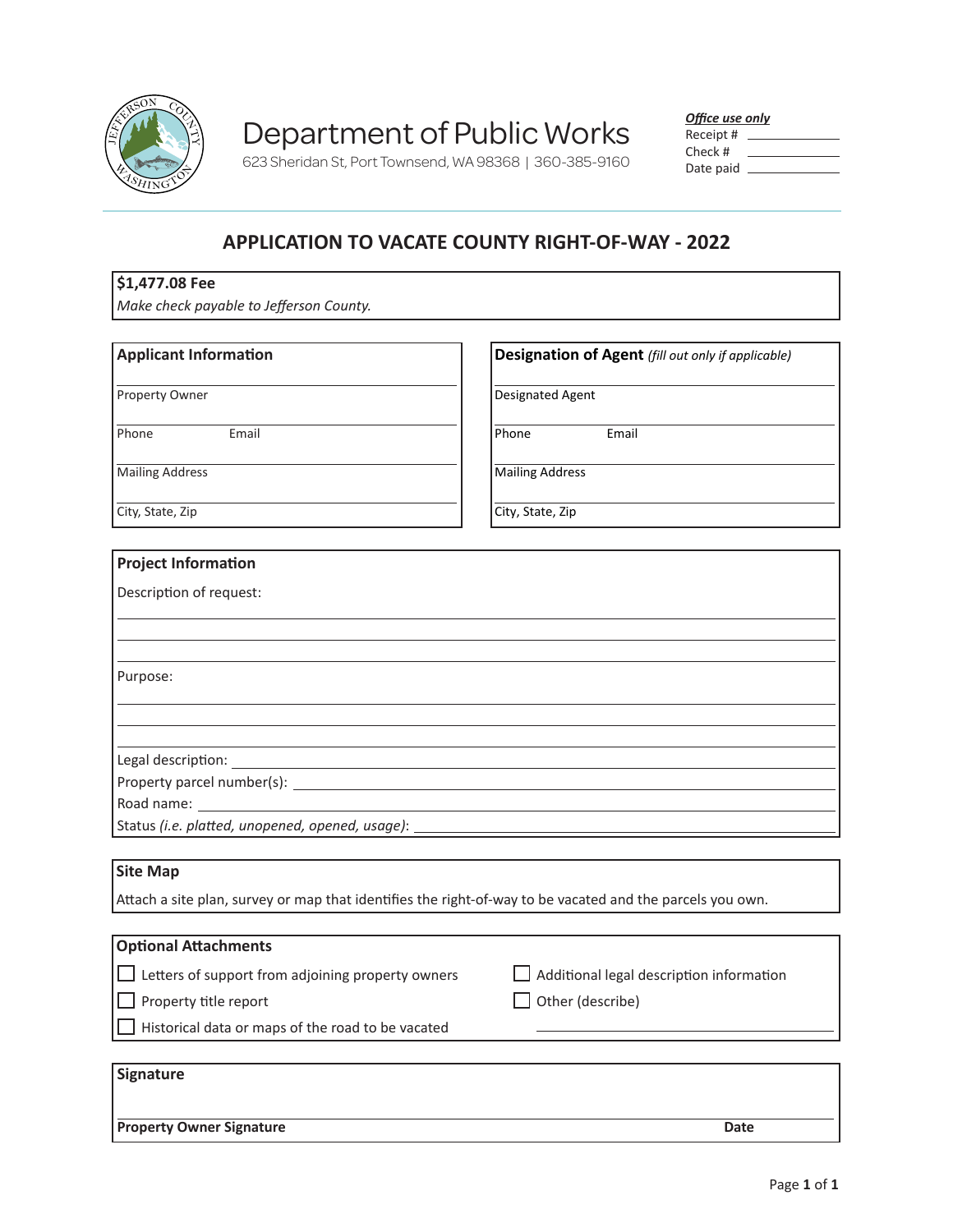# Department of Public Works

623 Sheridan St, Port Townsend, WA 98368 | 360-385-9160

***Office use only***

Receipt # \_\_\_\_\_\_\_\_\_\_

Check # \_\_\_\_\_\_\_\_\_\_

Date paid \_\_\_\_\_\_\_\_\_\_

## APPLICATION TO VACATE COUNTY RIGHT-OF-WAY - 2022

**$1,477.08 Fee**

*Make check payable to Jefferson County.*

### Applicant Information

Property Owner

Phone Email

Mailing Address

City, State, Zip

### Designation of Agent *(fill out only if applicable)*

Designated Agent

Phone Email

Mailing Address

City, State, Zip

### Project Information

Description of request:

Purpose:

Legal description:

Property parcel number(s):

Road name:

Status *(i.e. platted, unopened, opened, usage)*:

### Site Map

Attach a site plan, survey or map that identifies the right-of-way to be vacated and the parcels you own.

### Optional Attachments

- ☐ Letters of support from adjoining property owners
- ☐ Property title report
- ☐ Historical data or maps of the road to be vacated
- ☐ Additional legal description information
- ☐ Other (describe)

### Signature

**Property Owner Signature** **Date**